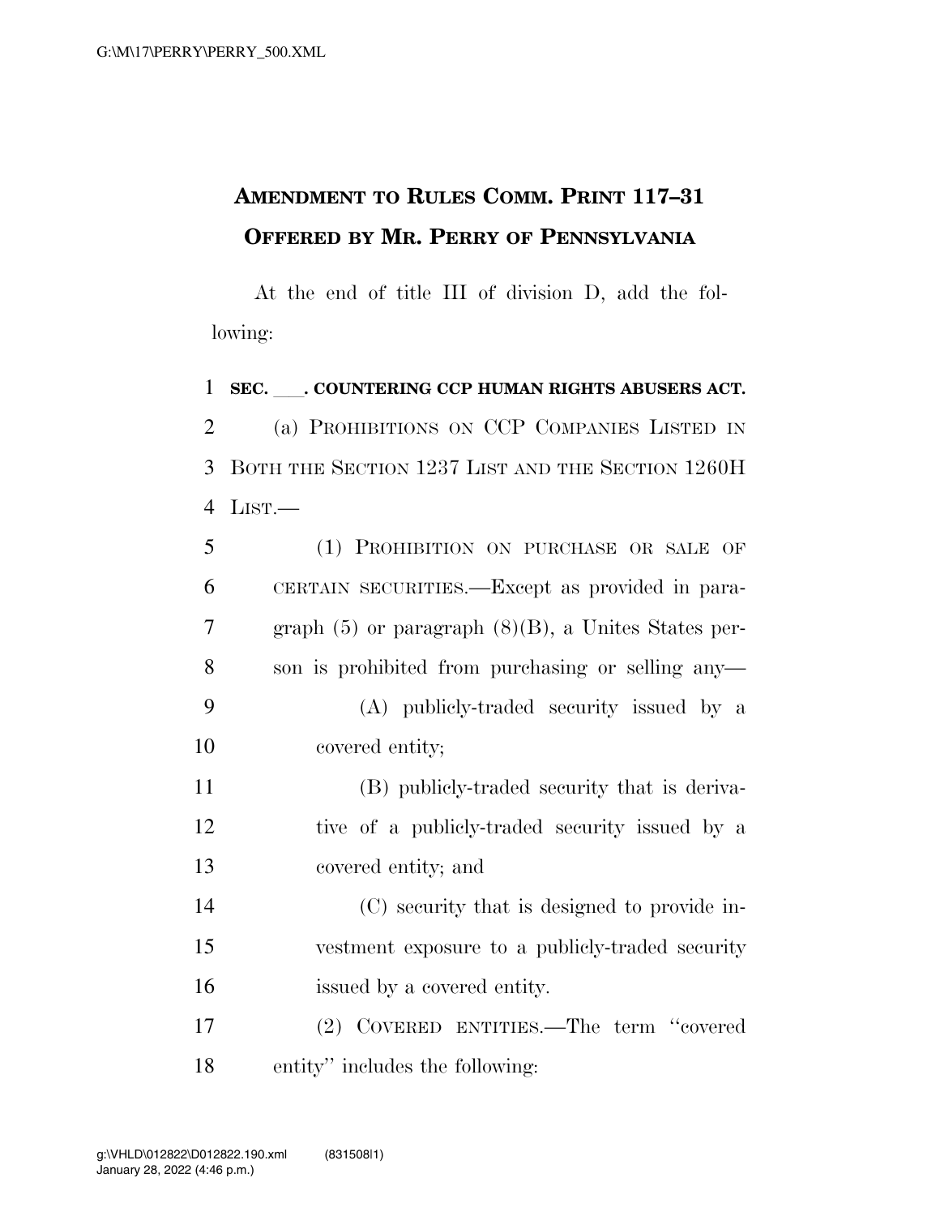# AMENDMENT TO RULES COMM. PRINT 117–31
# OFFERED BY MR. PERRY OF PENNSYLVANIA

At the end of title III of division D, add the following:

**SEC. \_\_\_. COUNTERING CCP HUMAN RIGHTS ABUSERS ACT.**

(a) PROHIBITIONS ON CCP COMPANIES LISTED IN BOTH THE SECTION 1237 LIST AND THE SECTION 1260H LIST.—

(1) PROHIBITION ON PURCHASE OR SALE OF CERTAIN SECURITIES.—Except as provided in paragraph (5) or paragraph (8)(B), a Unites States person is prohibited from purchasing or selling any—

(A) publicly-traded security issued by a covered entity;

(B) publicly-traded security that is derivative of a publicly-traded security issued by a covered entity; and

(C) security that is designed to provide investment exposure to a publicly-traded security issued by a covered entity.

(2) COVERED ENTITIES.—The term ''covered entity'' includes the following: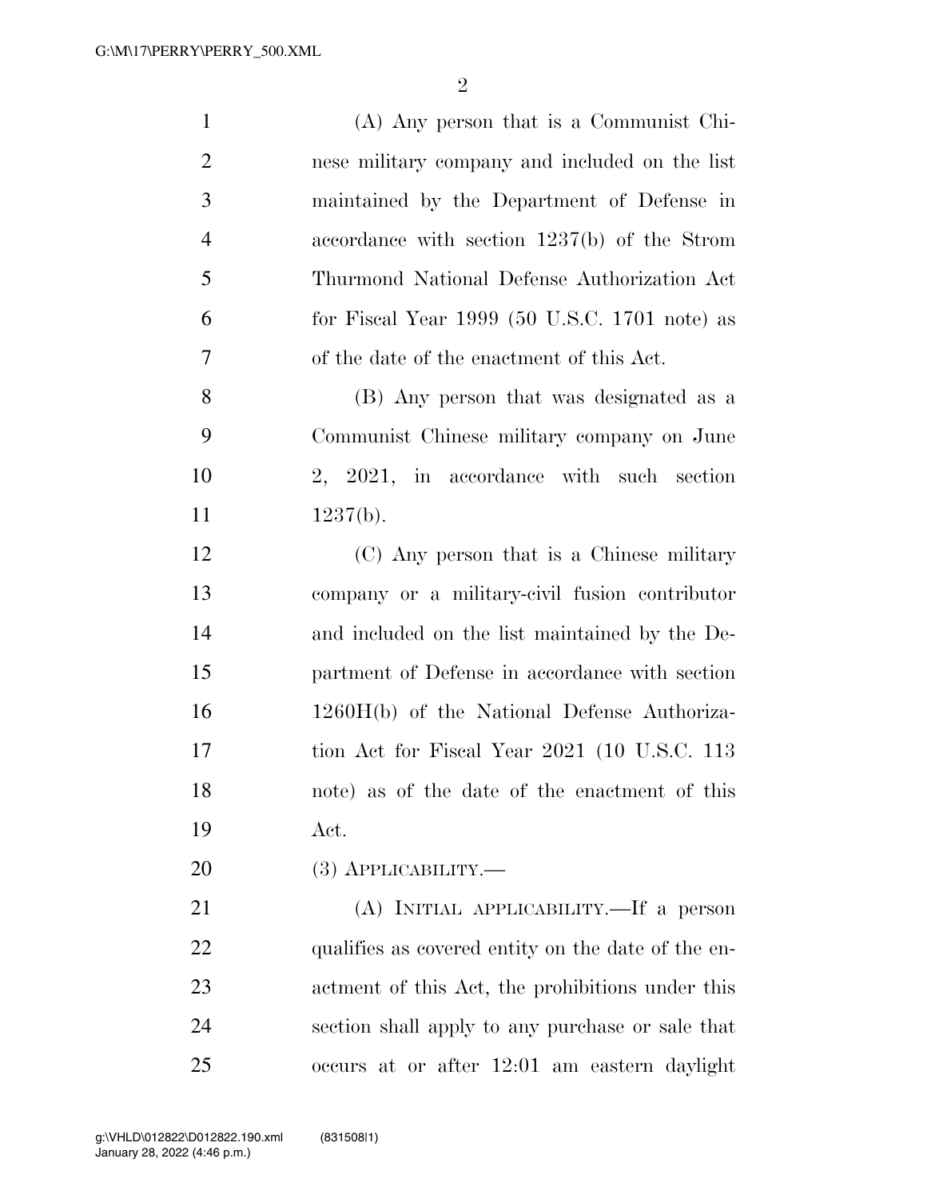(A) Any person that is a Communist Chinese military company and included on the list maintained by the Department of Defense in accordance with section 1237(b) of the Strom Thurmond National Defense Authorization Act for Fiscal Year 1999 (50 U.S.C. 1701 note) as of the date of the enactment of this Act.

(B) Any person that was designated as a Communist Chinese military company on June 2, 2021, in accordance with such section 1237(b).

(C) Any person that is a Chinese military company or a military-civil fusion contributor and included on the list maintained by the Department of Defense in accordance with section 1260H(b) of the National Defense Authorization Act for Fiscal Year 2021 (10 U.S.C. 113 note) as of the date of the enactment of this Act.

(3) APPLICABILITY.—

(A) INITIAL APPLICABILITY.—If a person qualifies as covered entity on the date of the enactment of this Act, the prohibitions under this section shall apply to any purchase or sale that occurs at or after 12:01 am eastern daylight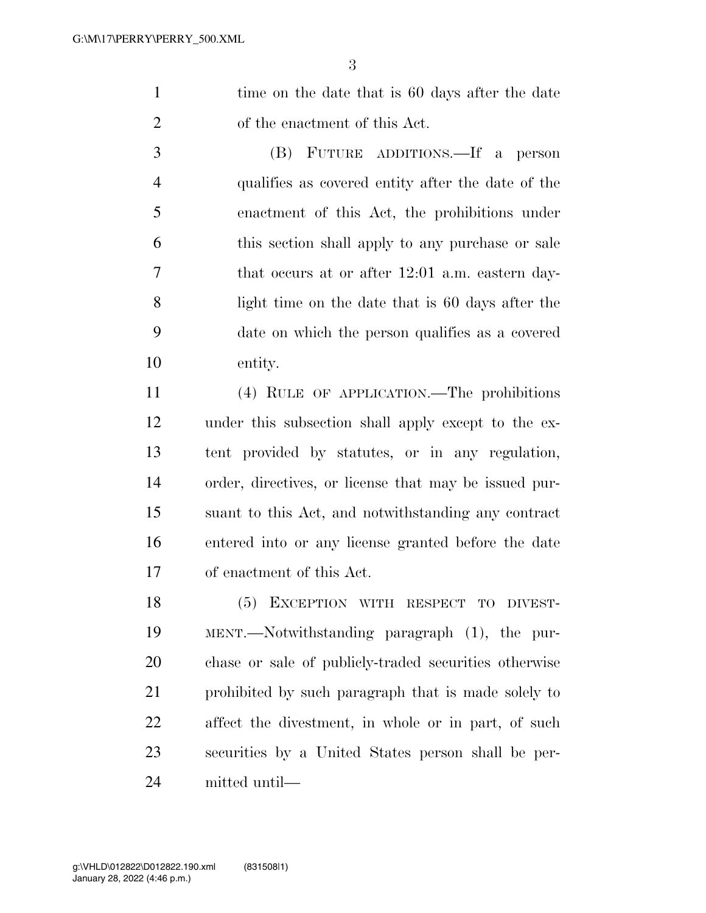time on the date that is 60 days after the date of the enactment of this Act.

(B) FUTURE ADDITIONS.—If a person qualifies as covered entity after the date of the enactment of this Act, the prohibitions under this section shall apply to any purchase or sale that occurs at or after 12:01 a.m. eastern daylight time on the date that is 60 days after the date on which the person qualifies as a covered entity.

(4) RULE OF APPLICATION.—The prohibitions under this subsection shall apply except to the extent provided by statutes, or in any regulation, order, directives, or license that may be issued pursuant to this Act, and notwithstanding any contract entered into or any license granted before the date of enactment of this Act.

(5) EXCEPTION WITH RESPECT TO DIVESTMENT.—Notwithstanding paragraph (1), the purchase or sale of publicly-traded securities otherwise prohibited by such paragraph that is made solely to affect the divestment, in whole or in part, of such securities by a United States person shall be permitted until—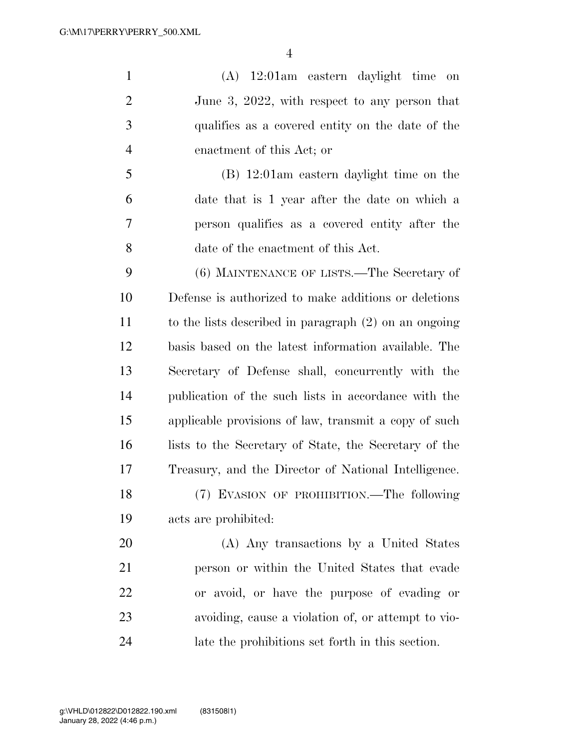(A) 12:01am eastern daylight time on June 3, 2022, with respect to any person that qualifies as a covered entity on the date of the enactment of this Act; or

(B) 12:01am eastern daylight time on the date that is 1 year after the date on which a person qualifies as a covered entity after the date of the enactment of this Act.

(6) MAINTENANCE OF LISTS.—The Secretary of Defense is authorized to make additions or deletions to the lists described in paragraph (2) on an ongoing basis based on the latest information available. The Secretary of Defense shall, concurrently with the publication of the such lists in accordance with the applicable provisions of law, transmit a copy of such lists to the Secretary of State, the Secretary of the Treasury, and the Director of National Intelligence.

(7) EVASION OF PROHIBITION.—The following acts are prohibited:

(A) Any transactions by a United States person or within the United States that evade or avoid, or have the purpose of evading or avoiding, cause a violation of, or attempt to violate the prohibitions set forth in this section.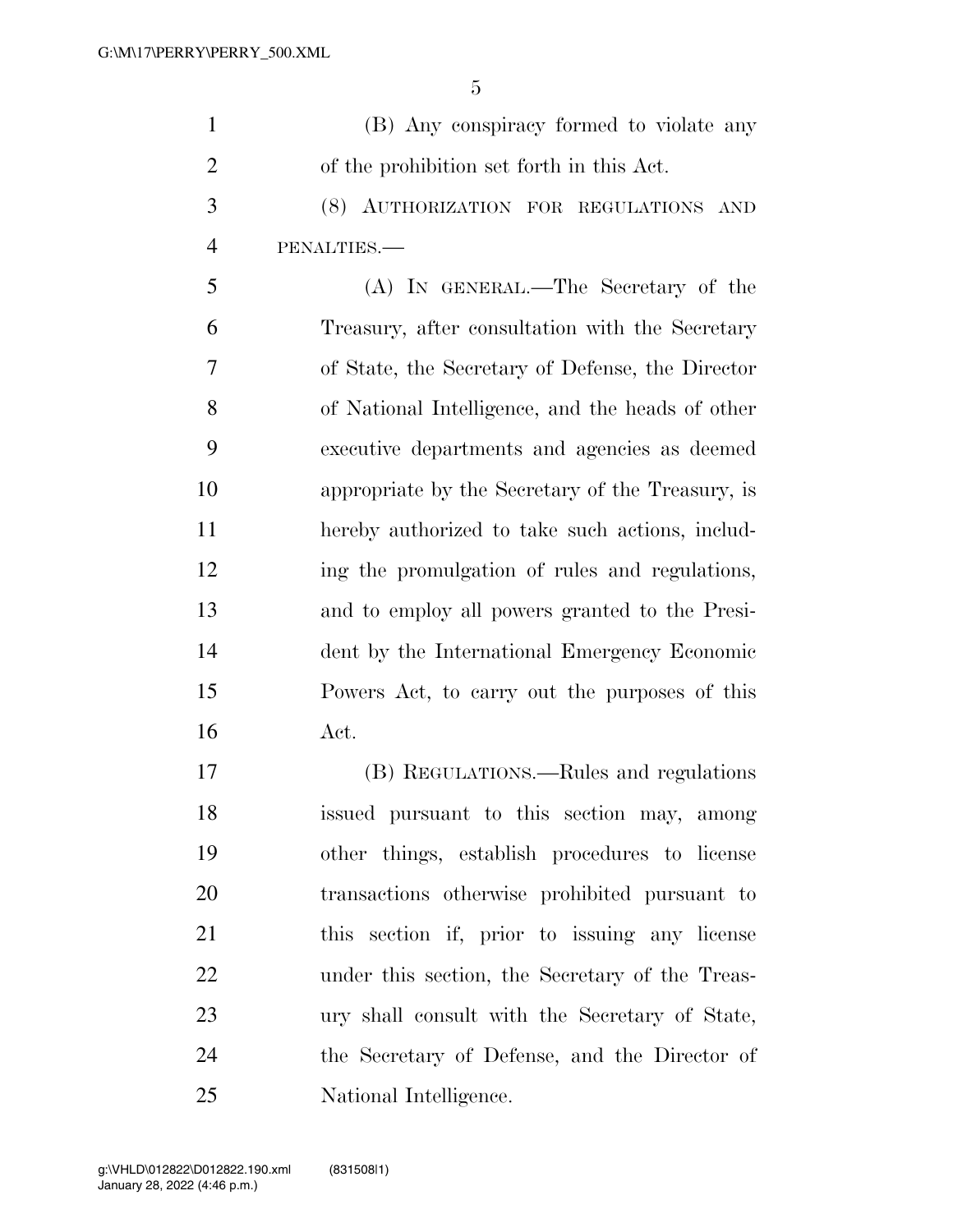(B) Any conspiracy formed to violate any of the prohibition set forth in this Act.

(8) AUTHORIZATION FOR REGULATIONS AND PENALTIES.—

(A) IN GENERAL.—The Secretary of the Treasury, after consultation with the Secretary of State, the Secretary of Defense, the Director of National Intelligence, and the heads of other executive departments and agencies as deemed appropriate by the Secretary of the Treasury, is hereby authorized to take such actions, including the promulgation of rules and regulations, and to employ all powers granted to the President by the International Emergency Economic Powers Act, to carry out the purposes of this Act.

(B) REGULATIONS.—Rules and regulations issued pursuant to this section may, among other things, establish procedures to license transactions otherwise prohibited pursuant to this section if, prior to issuing any license under this section, the Secretary of the Treasury shall consult with the Secretary of State, the Secretary of Defense, and the Director of National Intelligence.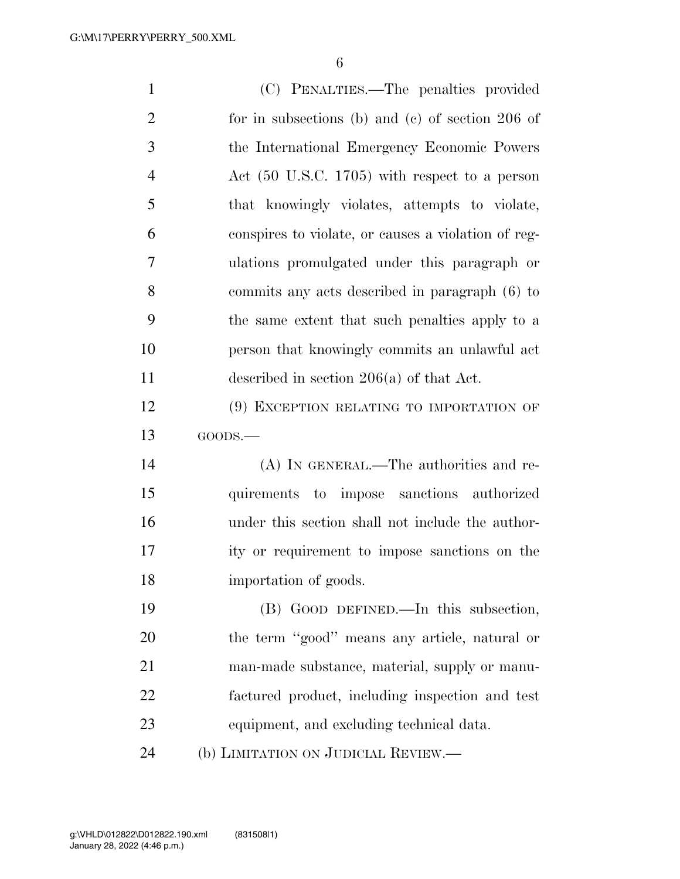(C) PENALTIES.—The penalties provided for in subsections (b) and (c) of section 206 of the International Emergency Economic Powers Act (50 U.S.C. 1705) with respect to a person that knowingly violates, attempts to violate, conspires to violate, or causes a violation of regulations promulgated under this paragraph or commits any acts described in paragraph (6) to the same extent that such penalties apply to a person that knowingly commits an unlawful act described in section 206(a) of that Act.

(9) EXCEPTION RELATING TO IMPORTATION OF GOODS.—

(A) IN GENERAL.—The authorities and requirements to impose sanctions authorized under this section shall not include the authority or requirement to impose sanctions on the importation of goods.

(B) GOOD DEFINED.—In this subsection, the term ''good'' means any article, natural or man-made substance, material, supply or manufactured product, including inspection and test equipment, and excluding technical data.

(b) LIMITATION ON JUDICIAL REVIEW.—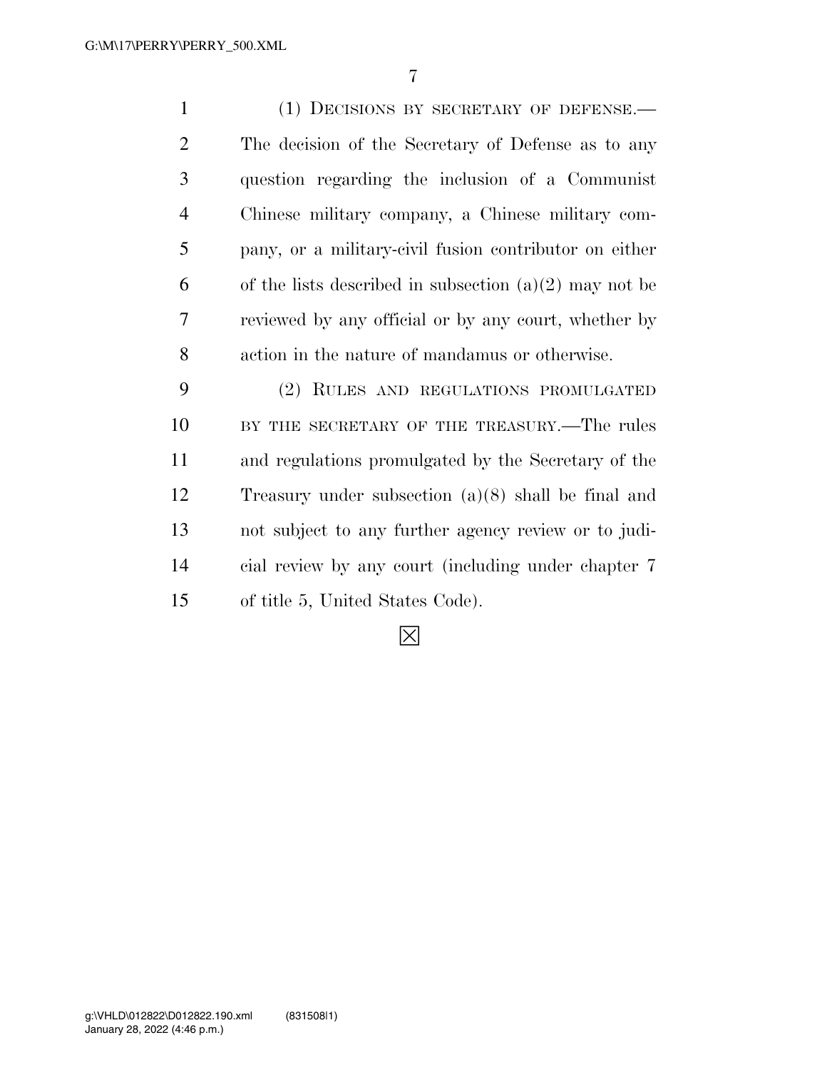(1) DECISIONS BY SECRETARY OF DEFENSE.—The decision of the Secretary of Defense as to any question regarding the inclusion of a Communist Chinese military company, a Chinese military company, or a military-civil fusion contributor on either of the lists described in subsection (a)(2) may not be reviewed by any official or by any court, whether by action in the nature of mandamus or otherwise.

(2) RULES AND REGULATIONS PROMULGATED BY THE SECRETARY OF THE TREASURY.—The rules and regulations promulgated by the Secretary of the Treasury under subsection (a)(8) shall be final and not subject to any further agency review or to judicial review by any court (including under chapter 7 of title 5, United States Code).

☒